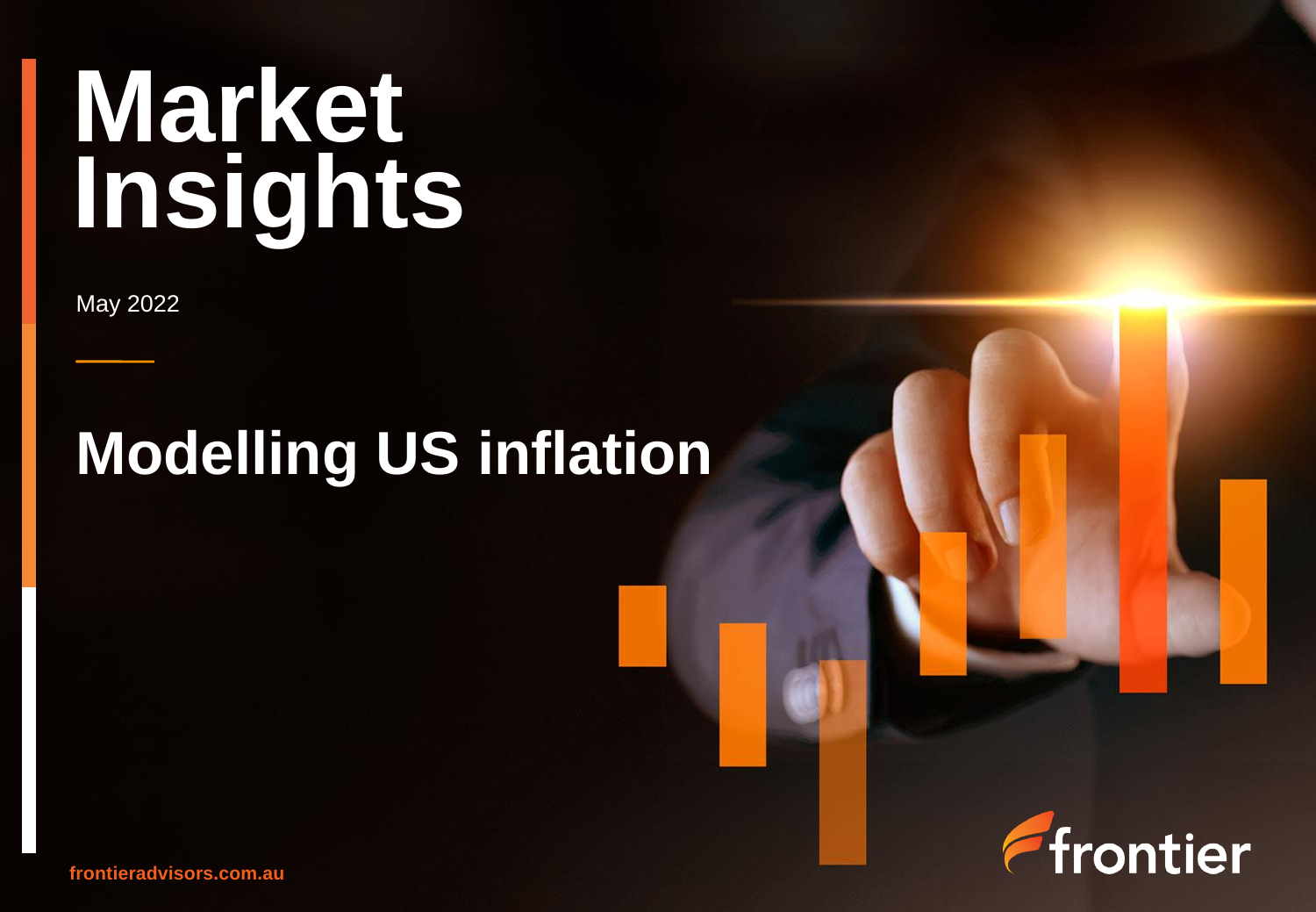# Market Insights

May 2022

## Modelling US inflation

frontieradvisors.com.au

frontier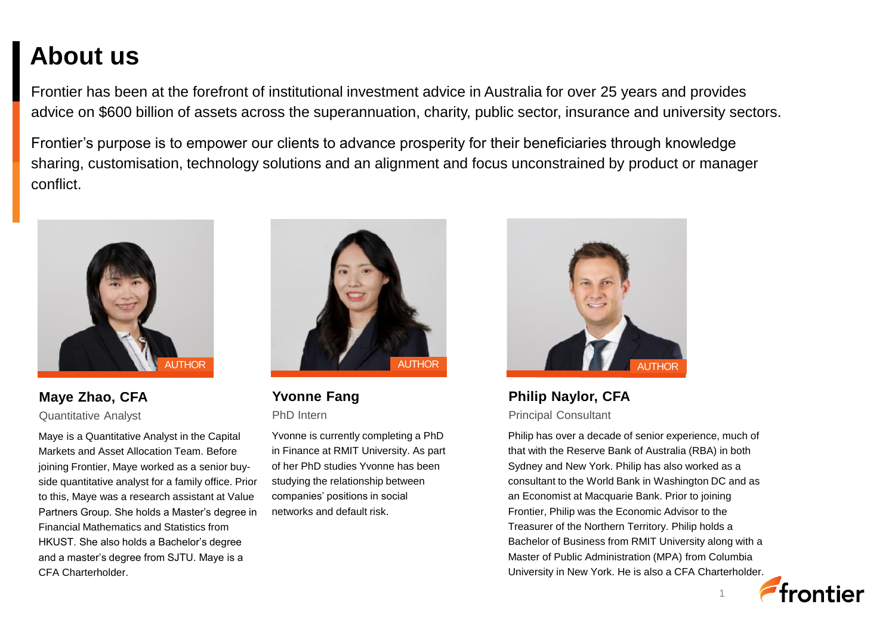# About us

Frontier has been at the forefront of institutional investment advice in Australia for over 25 years and provides advice on $600 billion of assets across the superannuation, charity, public sector, insurance and university sectors.

Frontier's purpose is to empower our clients to advance prosperity for their beneficiaries through knowledge sharing, customisation, technology solutions and an alignment and focus unconstrained by product or manager conflict.

AUTHOR

**Maye Zhao, CFA**

Quantitative Analyst

Maye is a Quantitative Analyst in the Capital Markets and Asset Allocation Team. Before joining Frontier, Maye worked as a senior buy-side quantitative analyst for a family office. Prior to this, Maye was a research assistant at Value Partners Group. She holds a Master's degree in Financial Mathematics and Statistics from HKUST. She also holds a Bachelor's degree and a master's degree from SJTU. Maye is a CFA Charterholder.

AUTHOR

**Yvonne Fang**

PhD Intern

Yvonne is currently completing a PhD in Finance at RMIT University. As part of her PhD studies Yvonne has been studying the relationship between companies' positions in social networks and default risk.

AUTHOR

**Philip Naylor, CFA**

Principal Consultant

Philip has over a decade of senior experience, much of that with the Reserve Bank of Australia (RBA) in both Sydney and New York. Philip has also worked as a consultant to the World Bank in Washington DC and as an Economist at Macquarie Bank. Prior to joining Frontier, Philip was the Economic Advisor to the Treasurer of the Northern Territory. Philip holds a Bachelor of Business from RMIT University along with a Master of Public Administration (MPA) from Columbia University in New York. He is also a CFA Charterholder.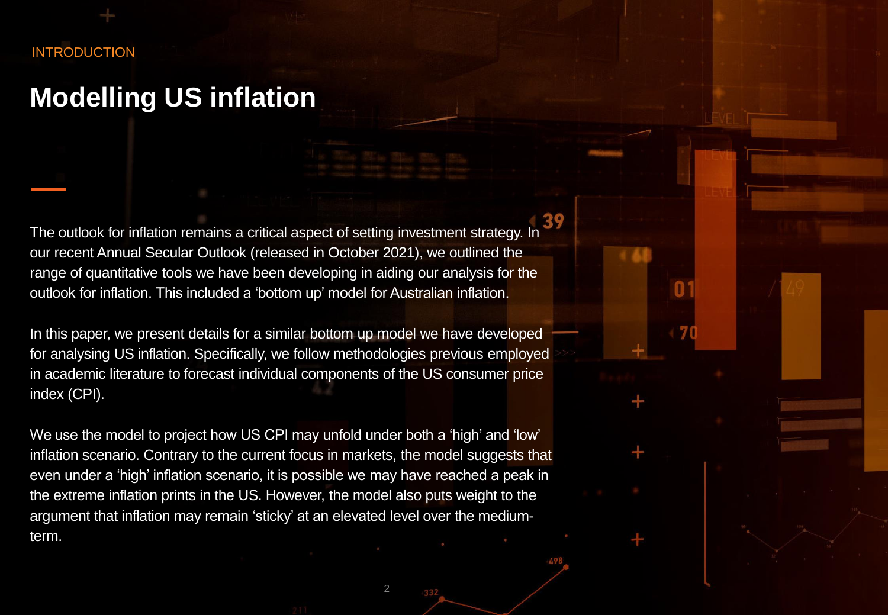INTRODUCTION

# Modelling US inflation

The outlook for inflation remains a critical aspect of setting investment strategy. In our recent Annual Secular Outlook (released in October 2021), we outlined the range of quantitative tools we have been developing in aiding our analysis for the outlook for inflation. This included a 'bottom up' model for Australian inflation.

In this paper, we present details for a similar bottom up model we have developed for analysing US inflation. Specifically, we follow methodologies previous employed in academic literature to forecast individual components of the US consumer price index (CPI).

We use the model to project how US CPI may unfold under both a 'high' and 'low' inflation scenario. Contrary to the current focus in markets, the model suggests that even under a 'high' inflation scenario, it is possible we may have reached a peak in the extreme inflation prints in the US. However, the model also puts weight to the argument that inflation may remain 'sticky' at an elevated level over the medium-term.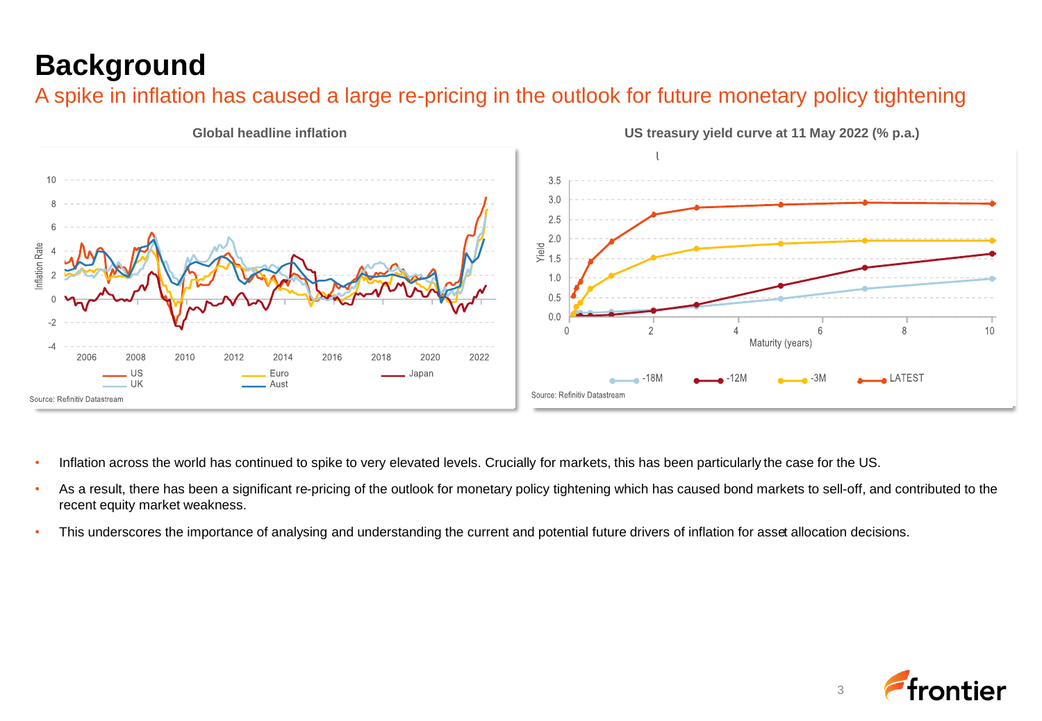# Background

## A spike in inflation has caused a large re-pricing in the outlook for future monetary policy tightening

**Global headline inflation**

Source: Refinitiv Datastream

**US treasury yield curve at 11 May 2022 (% p.a.)**

Source: Refinitiv Datastream

- Inflation across the world has continued to spike to very elevated levels. Crucially for markets, this has been particularly the case for the US.
- As a result, there has been a significant re-pricing of the outlook for monetary policy tightening which has caused bond markets to sell-off, and contributed to the recent equity market weakness.
- This underscores the importance of analysing and understanding the current and potential future drivers of inflation for asset allocation decisions.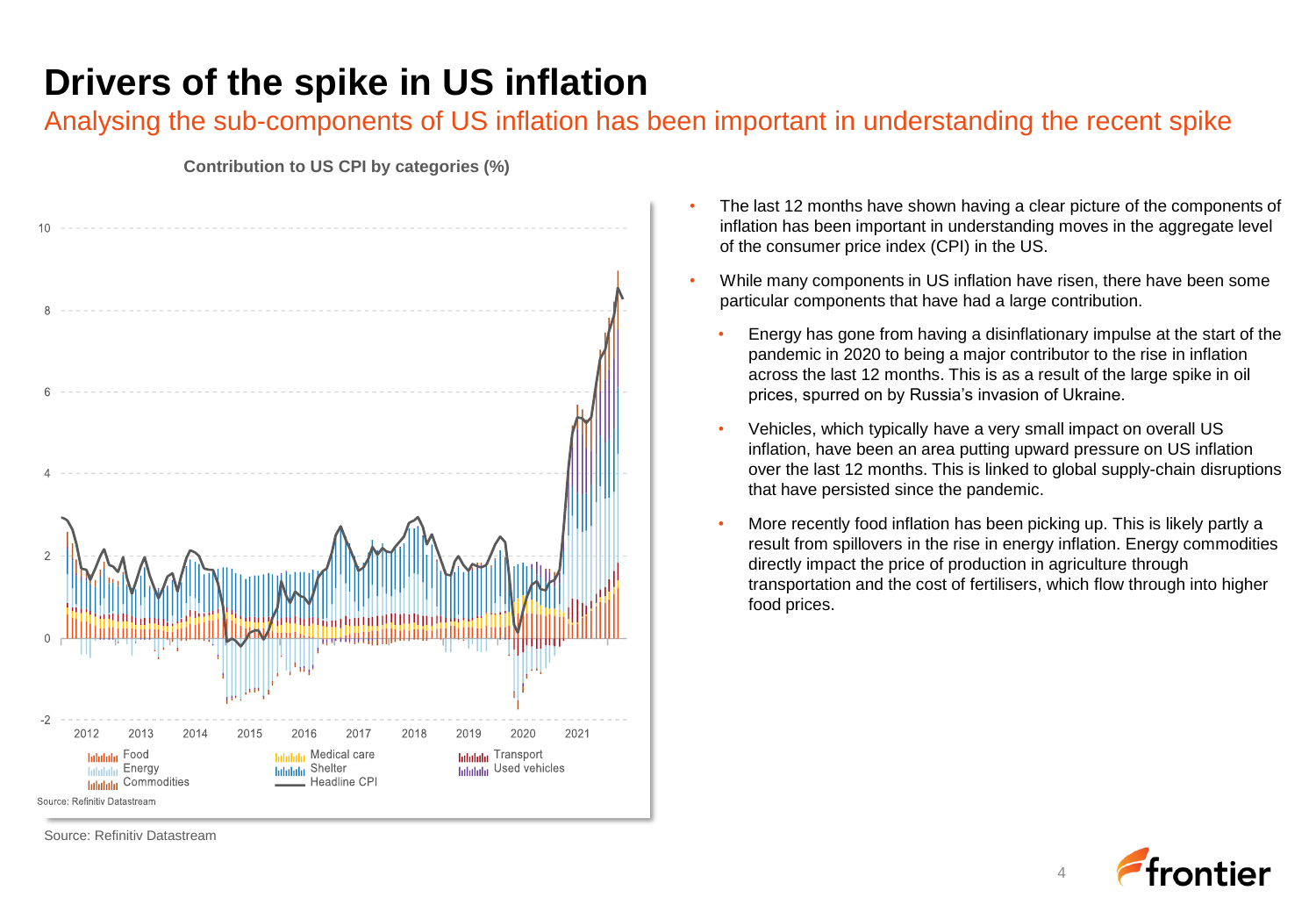# Drivers of the spike in US inflation

## Analysing the sub-components of US inflation has been important in understanding the recent spike

**Contribution to US CPI by categories (%)**

Food, Energy, Commodities, Medical care, Shelter, Headline CPI, Transport, Used vehicles

Source: Refinitiv Datastream

- The last 12 months have shown having a clear picture of the components of inflation has been important in understanding moves in the aggregate level of the consumer price index (CPI) in the US.
- While many components in US inflation have risen, there have been some particular components that have had a large contribution.
  - Energy has gone from having a disinflationary impulse at the start of the pandemic in 2020 to being a major contributor to the rise in inflation across the last 12 months. This is as a result of the large spike in oil prices, spurred on by Russia's invasion of Ukraine.
  - Vehicles, which typically have a very small impact on overall US inflation, have been an area putting upward pressure on US inflation over the last 12 months. This is linked to global supply-chain disruptions that have persisted since the pandemic.
  - More recently food inflation has been picking up. This is likely partly a result from spillovers in the rise in energy inflation. Energy commodities directly impact the price of production in agriculture through transportation and the cost of fertilisers, which flow through into higher food prices.

Source: Refinitiv Datastream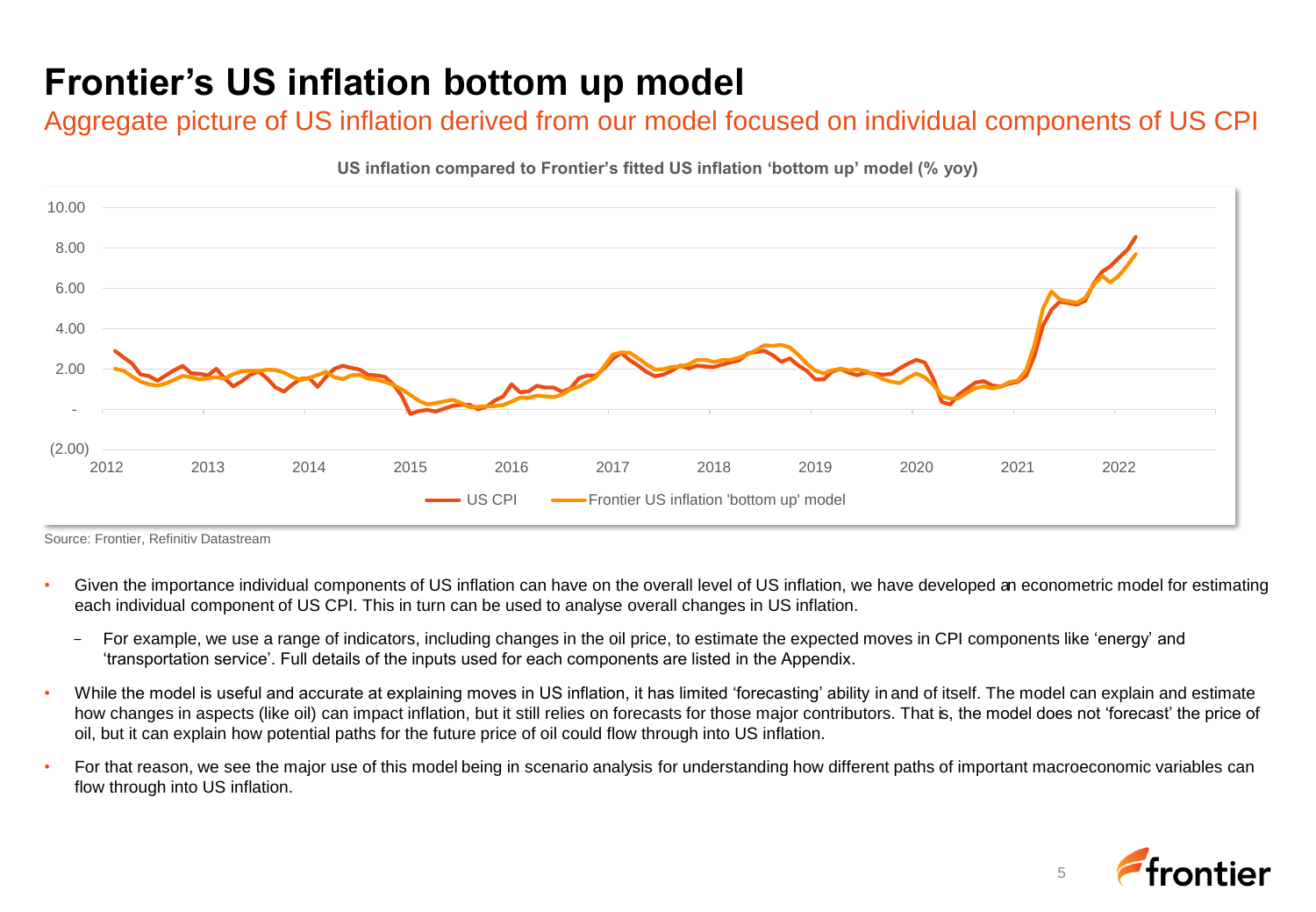# Frontier's US inflation bottom up model

## Aggregate picture of US inflation derived from our model focused on individual components of US CPI

**US inflation compared to Frontier's fitted US inflation 'bottom up' model (% yoy)**

Source: Frontier, Refinitiv Datastream

- Given the importance individual components of US inflation can have on the overall level of US inflation, we have developed an econometric model for estimating each individual component of US CPI. This in turn can be used to analyse overall changes in US inflation.
  - For example, we use a range of indicators, including changes in the oil price, to estimate the expected moves in CPI components like 'energy' and 'transportation service'. Full details of the inputs used for each components are listed in the Appendix.
- While the model is useful and accurate at explaining moves in US inflation, it has limited 'forecasting' ability in and of itself. The model can explain and estimate how changes in aspects (like oil) can impact inflation, but it still relies on forecasts for those major contributors. That is, the model does not 'forecast' the price of oil, but it can explain how potential paths for the future price of oil could flow through into US inflation.
- For that reason, we see the major use of this model being in scenario analysis for understanding how different paths of important macroeconomic variables can flow through into US inflation.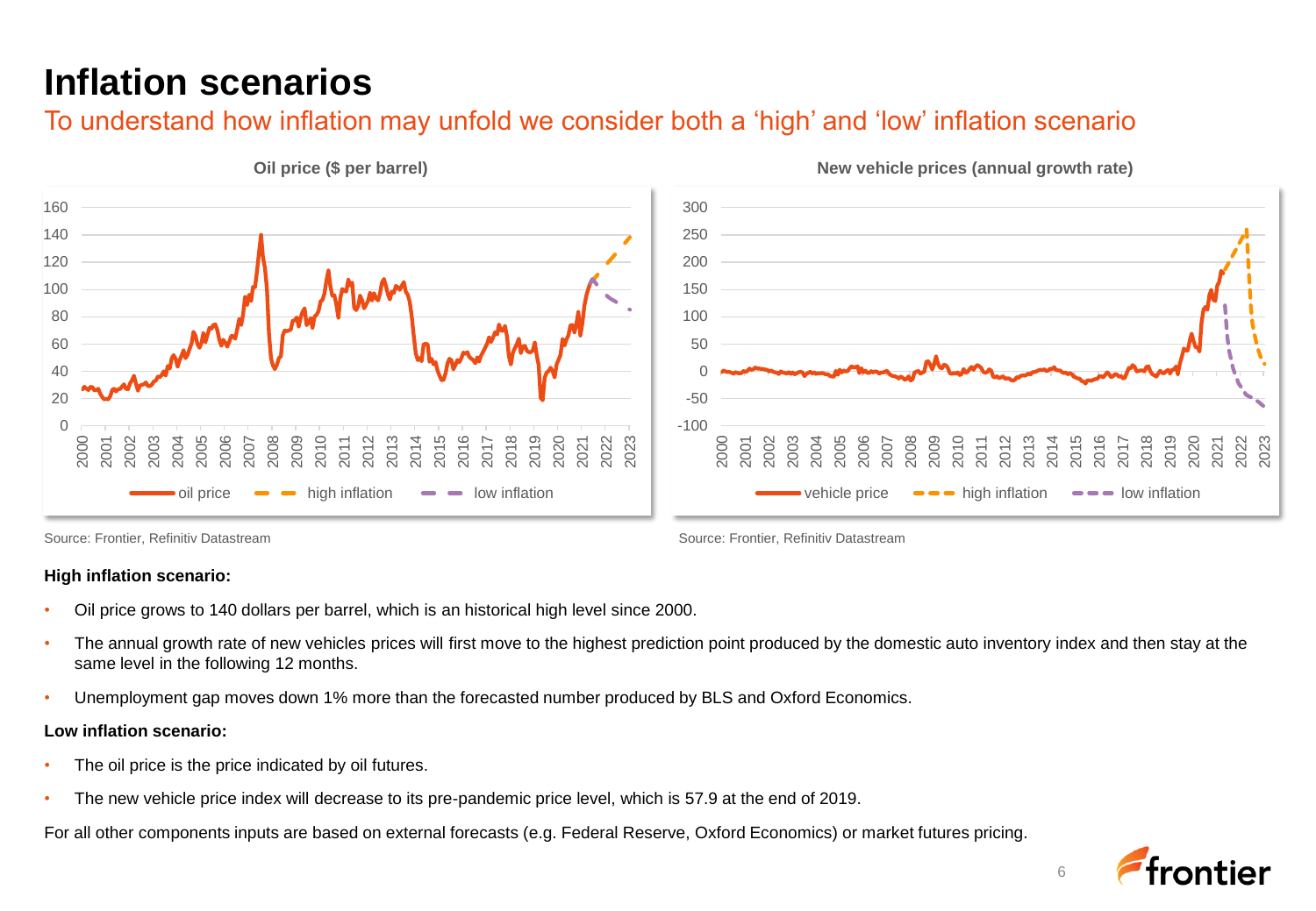# Inflation scenarios

## To understand how inflation may unfold we consider both a 'high' and 'low' inflation scenario

**Oil price ($ per barrel)**

Source: Frontier, Refinitiv Datastream

**New vehicle prices (annual growth rate)**

Source: Frontier, Refinitiv Datastream

**High inflation scenario:**

- Oil price grows to 140 dollars per barrel, which is an historical high level since 2000.
- The annual growth rate of new vehicles prices will first move to the highest prediction point produced by the domestic auto inventory index and then stay at the same level in the following 12 months.
- Unemployment gap moves down 1% more than the forecasted number produced by BLS and Oxford Economics.

**Low inflation scenario:**

- The oil price is the price indicated by oil futures.
- The new vehicle price index will decrease to its pre-pandemic price level, which is 57.9 at the end of 2019.

For all other components inputs are based on external forecasts (e.g. Federal Reserve, Oxford Economics) or market futures pricing.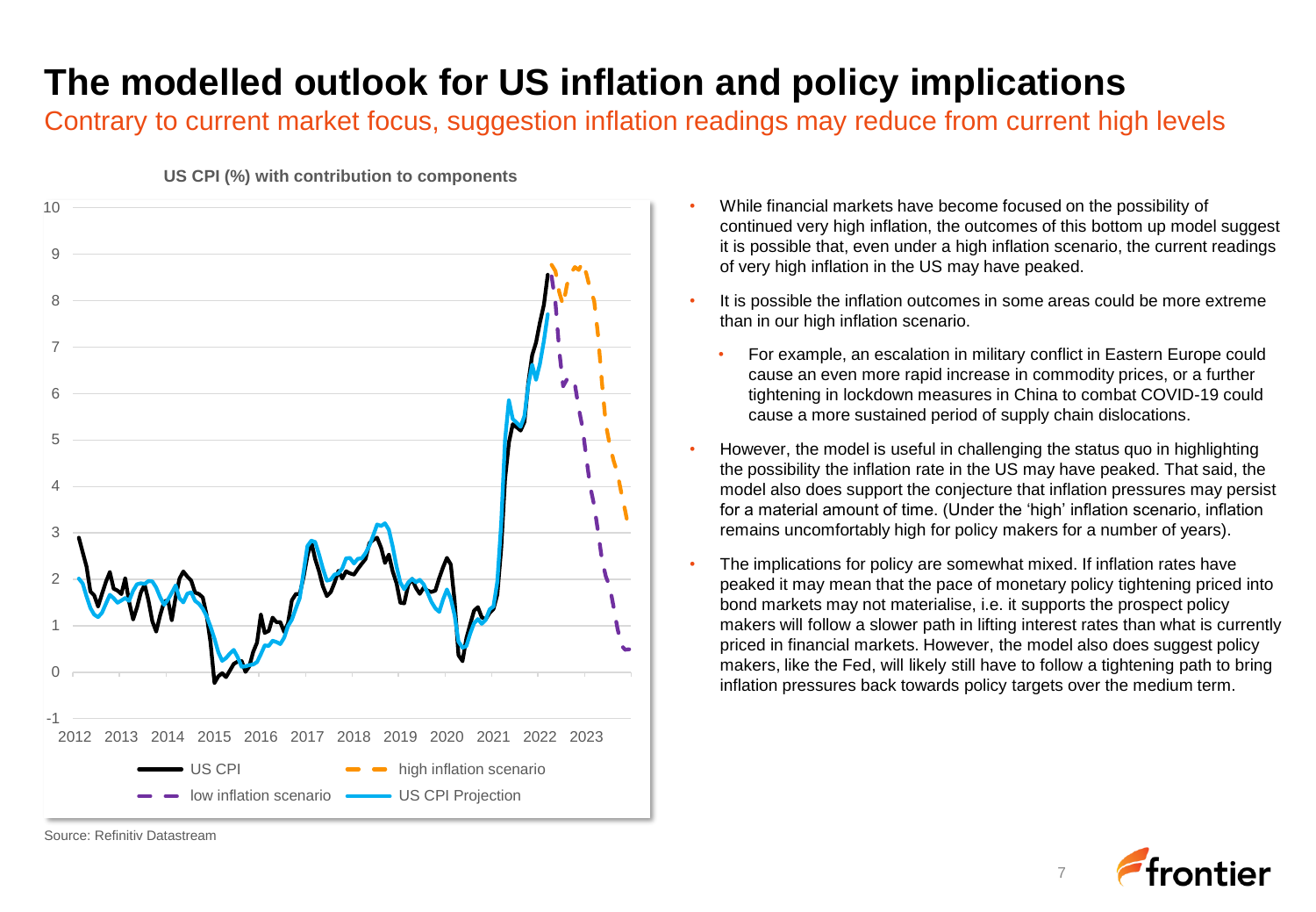# The modelled outlook for US inflation and policy implications

## Contrary to current market focus, suggestion inflation readings may reduce from current high levels

**US CPI (%) with contribution to components**

Source: Refinitiv Datastream

- While financial markets have become focused on the possibility of continued very high inflation, the outcomes of this bottom up model suggest it is possible that, even under a high inflation scenario, the current readings of very high inflation in the US may have peaked.
- It is possible the inflation outcomes in some areas could be more extreme than in our high inflation scenario.
  - For example, an escalation in military conflict in Eastern Europe could cause an even more rapid increase in commodity prices, or a further tightening in lockdown measures in China to combat COVID-19 could cause a more sustained period of supply chain dislocations.
- However, the model is useful in challenging the status quo in highlighting the possibility the inflation rate in the US may have peaked. That said, the model also does support the conjecture that inflation pressures may persist for a material amount of time. (Under the 'high' inflation scenario, inflation remains uncomfortably high for policy makers for a number of years).
- The implications for policy are somewhat mixed. If inflation rates have peaked it may mean that the pace of monetary policy tightening priced into bond markets may not materialise, i.e. it supports the prospect policy makers will follow a slower path in lifting interest rates than what is currently priced in financial markets. However, the model also does suggest policy makers, like the Fed, will likely still have to follow a tightening path to bring inflation pressures back towards policy targets over the medium term.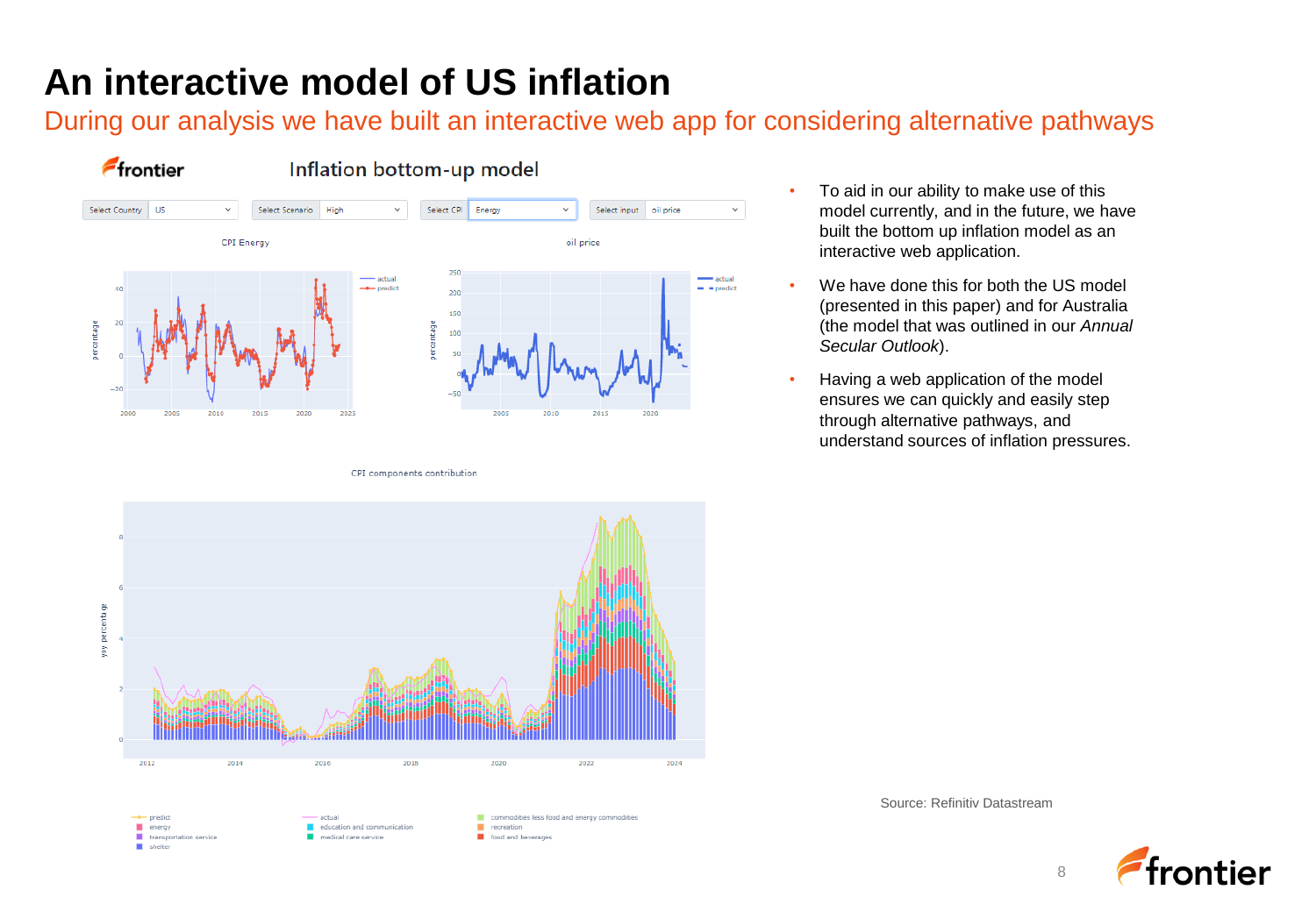# An interactive model of US inflation

## During our analysis we have built an interactive web app for considering alternative pathways

- To aid in our ability to make use of this model currently, and in the future, we have built the bottom up inflation model as an interactive web application.
- We have done this for both the US model (presented in this paper) and for Australia (the model that was outlined in our *Annual Secular Outlook*).
- Having a web application of the model ensures we can quickly and easily step through alternative pathways, and understand sources of inflation pressures.

Source: Refinitiv Datastream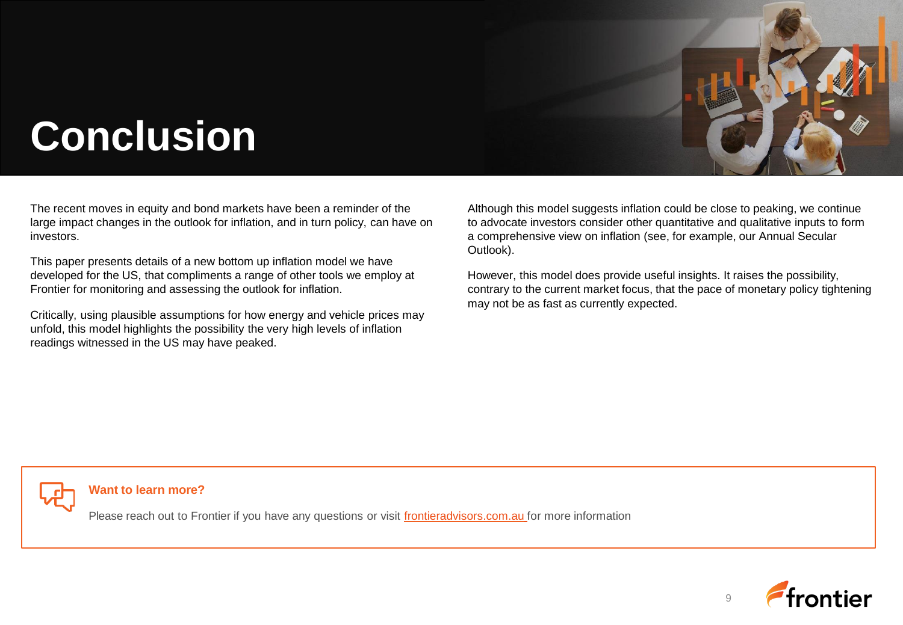# Conclusion

The recent moves in equity and bond markets have been a reminder of the large impact changes in the outlook for inflation, and in turn policy, can have on investors.

This paper presents details of a new bottom up inflation model we have developed for the US, that compliments a range of other tools we employ at Frontier for monitoring and assessing the outlook for inflation.

Critically, using plausible assumptions for how energy and vehicle prices may unfold, this model highlights the possibility the very high levels of inflation readings witnessed in the US may have peaked.

Although this model suggests inflation could be close to peaking, we continue to advocate investors consider other quantitative and qualitative inputs to form a comprehensive view on inflation (see, for example, our Annual Secular Outlook).

However, this model does provide useful insights. It raises the possibility, contrary to the current market focus, that the pace of monetary policy tightening may not be as fast as currently expected.

**Want to learn more?**

Please reach out to Frontier if you have any questions or visit frontieradvisors.com.au for more information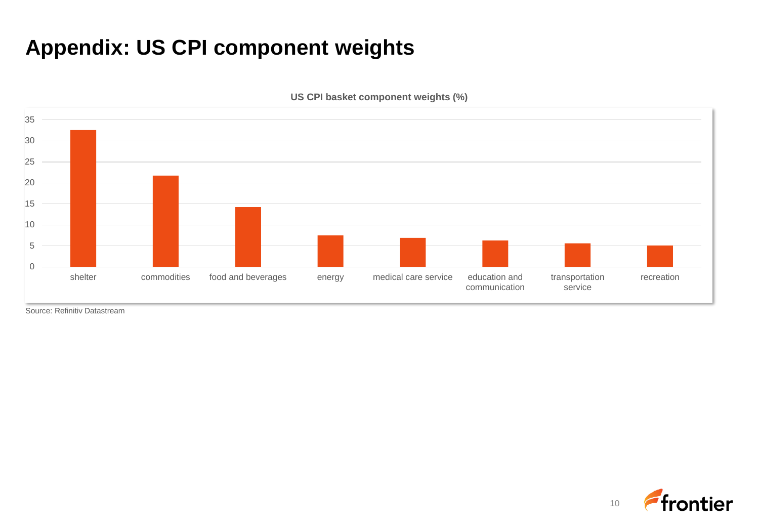# Appendix: US CPI component weights

**US CPI basket component weights (%)**

| Component | Weight (%) (approx.) |
|---|---|
| shelter | 32.5 |
| commodities | 21.7 |
| food and beverages | 14.2 |
| energy | 7.5 |
| medical care service | 6.9 |
| education and communication | 6.3 |
| transportation service | 5.6 |
| recreation | 5.1 |

Source: Refinitiv Datastream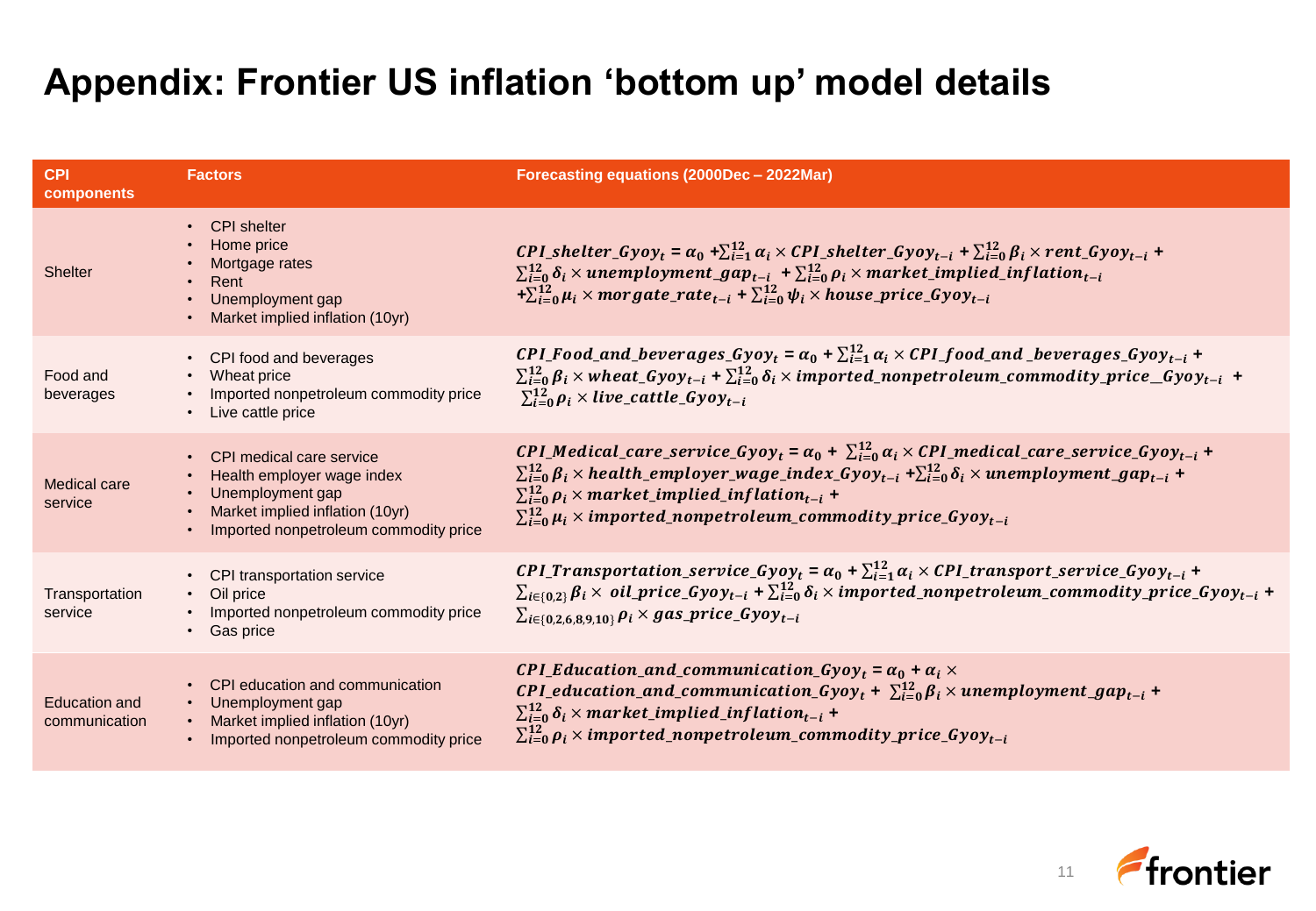# Appendix: Frontier US inflation 'bottom up' model details

| CPI components | Factors | Forecasting equations (2000Dec – 2022Mar) |
|---|---|---|
| Shelter | • CPI shelter<br>• Home price<br>• Mortgage rates<br>• Rent<br>• Unemployment gap<br>• Market implied inflation (10yr) | $CPI\_shelter\_Gyoy_t = \alpha_0 + \sum_{i=1}^{12} \alpha_i \times CPI\_shelter\_Gyoy_{t-i} + \sum_{i=0}^{12} \beta_i \times rent\_Gyoy_{t-i} + \sum_{i=0}^{12} \delta_i \times unemployment\_gap_{t-i} + \sum_{i=0}^{12} \rho_i \times market\_implied\_inflation_{t-i} + \sum_{i=0}^{12} \mu_i \times morgate\_rate_{t-i} + \sum_{i=0}^{12} \psi_i \times house\_price\_Gyoy_{t-i}$ |
| Food and beverages | • CPI food and beverages<br>• Wheat price<br>• Imported nonpetroleum commodity price<br>• Live cattle price | $CPI\_Food\_and\_beverages\_Gyoy_t = \alpha_0 + \sum_{i=1}^{12} \alpha_i \times CPI\_food\_and\_beverages\_Gyoy_{t-i} + \sum_{i=0}^{12} \beta_i \times wheat\_Gyoy_{t-i} + \sum_{i=0}^{12} \delta_i \times imported\_nonpetroleum\_commodity\_price\_\_Gyoy_{t-i} + \sum_{i=0}^{12} \rho_i \times live\_cattle\_Gyoy_{t-i}$ |
| Medical care service | • CPI medical care service<br>• Health employer wage index<br>• Unemployment gap<br>• Market implied inflation (10yr)<br>• Imported nonpetroleum commodity price | $CPI\_Medical\_care\_service\_Gyoy_t = \alpha_0 + \sum_{i=0}^{12} \alpha_i \times CPI\_medical\_care\_service\_Gyoy_{t-i} + \sum_{i=0}^{12} \beta_i \times health\_employer\_wage\_index\_Gyoy_{t-i} + \sum_{i=0}^{12} \delta_i \times unemployment\_gap_{t-i} + \sum_{i=0}^{12} \rho_i \times market\_implied\_inflation_{t-i} + \sum_{i=0}^{12} \mu_i \times imported\_nonpetroleum\_commodity\_price\_Gyoy_{t-i}$ |
| Transportation service | • CPI transportation service<br>• Oil price<br>• Imported nonpetroleum commodity price<br>• Gas price | $CPI\_Transportation\_service\_Gyoy_t = \alpha_0 + \sum_{i=1}^{12} \alpha_i \times CPI\_transport\_service\_Gyoy_{t-i} + \sum_{i \in \{0,2\}} \beta_i \times oil\_price\_Gyoy_{t-i} + \sum_{i=0}^{12} \delta_i \times imported\_nonpetroleum\_commodity\_price\_Gyoy_{t-i} + \sum_{i \in \{0,2,6,8,9,10\}} \rho_i \times gas\_price\_Gyoy_{t-i}$ |
| Education and communication | • CPI education and communication<br>• Unemployment gap<br>• Market implied inflation (10yr)<br>• Imported nonpetroleum commodity price | $CPI\_Education\_and\_communication\_Gyoy_t = \alpha_0 + \alpha_i \times CPI\_education\_and\_communication\_Gyoy_t + \sum_{i=0}^{12} \beta_i \times unemployment\_gap_{t-i} + \sum_{i=0}^{12} \delta_i \times market\_implied\_inflation_{t-i} + \sum_{i=0}^{12} \rho_i \times imported\_nonpetroleum\_commodity\_price\_Gyoy_{t-i}$ |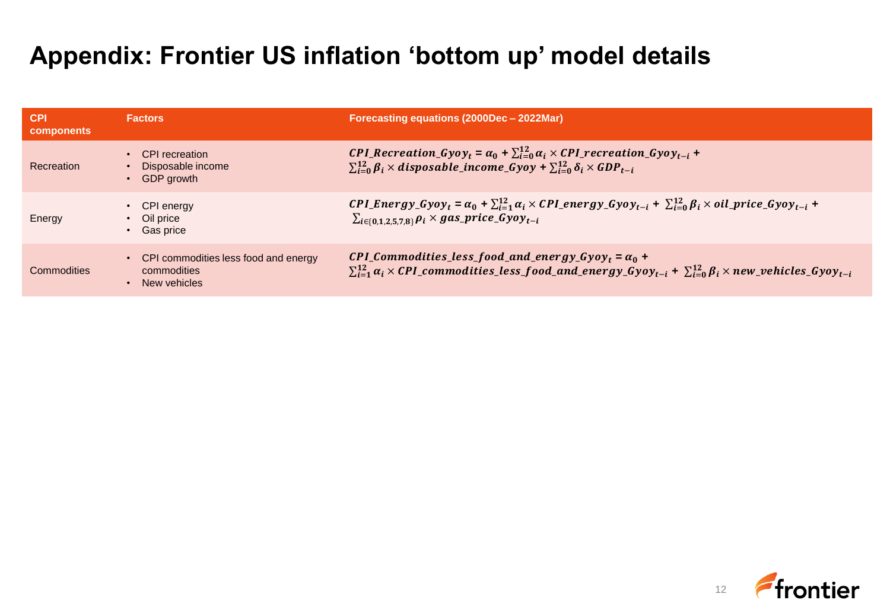# Appendix: Frontier US inflation 'bottom up' model details

| CPI components | Factors | Forecasting equations (2000Dec – 2022Mar) |
|---|---|---|
| Recreation | • CPI recreation<br>• Disposable income<br>• GDP growth | $\boldsymbol{CPI\_Recreation\_Gyoy_t = \alpha_0 + \sum_{i=0}^{12} \alpha_i \times CPI\_recreation\_Gyoy_{t-i} + \sum_{i=0}^{12} \beta_i \times disposable\_income\_Gyoy + \sum_{i=0}^{12} \delta_i \times GDP_{t-i}}$ |
| Energy | • CPI energy<br>• Oil price<br>• Gas price | $\boldsymbol{CPI\_Energy\_Gyoy_t = \alpha_0 + \sum_{i=1}^{12} \alpha_i \times CPI\_energy\_Gyoy_{t-i} + \sum_{i=0}^{12} \beta_i \times oil\_price\_Gyoy_{t-i} + \sum_{i \in \{0,1,2,5,7,8\}} \rho_i \times gas\_price\_Gyoy_{t-i}}$ |
| Commodities | • CPI commodities less food and energy commodities<br>• New vehicles | $\boldsymbol{CPI\_Commodities\_less\_food\_and\_energy\_Gyoy_t = \alpha_0 + \sum_{i=1}^{12} \alpha_i \times CPI\_commodities\_less\_food\_and\_energy\_Gyoy_{t-i} + \sum_{i=0}^{12} \beta_i \times new\_vehicles\_Gyoy_{t-i}}$ |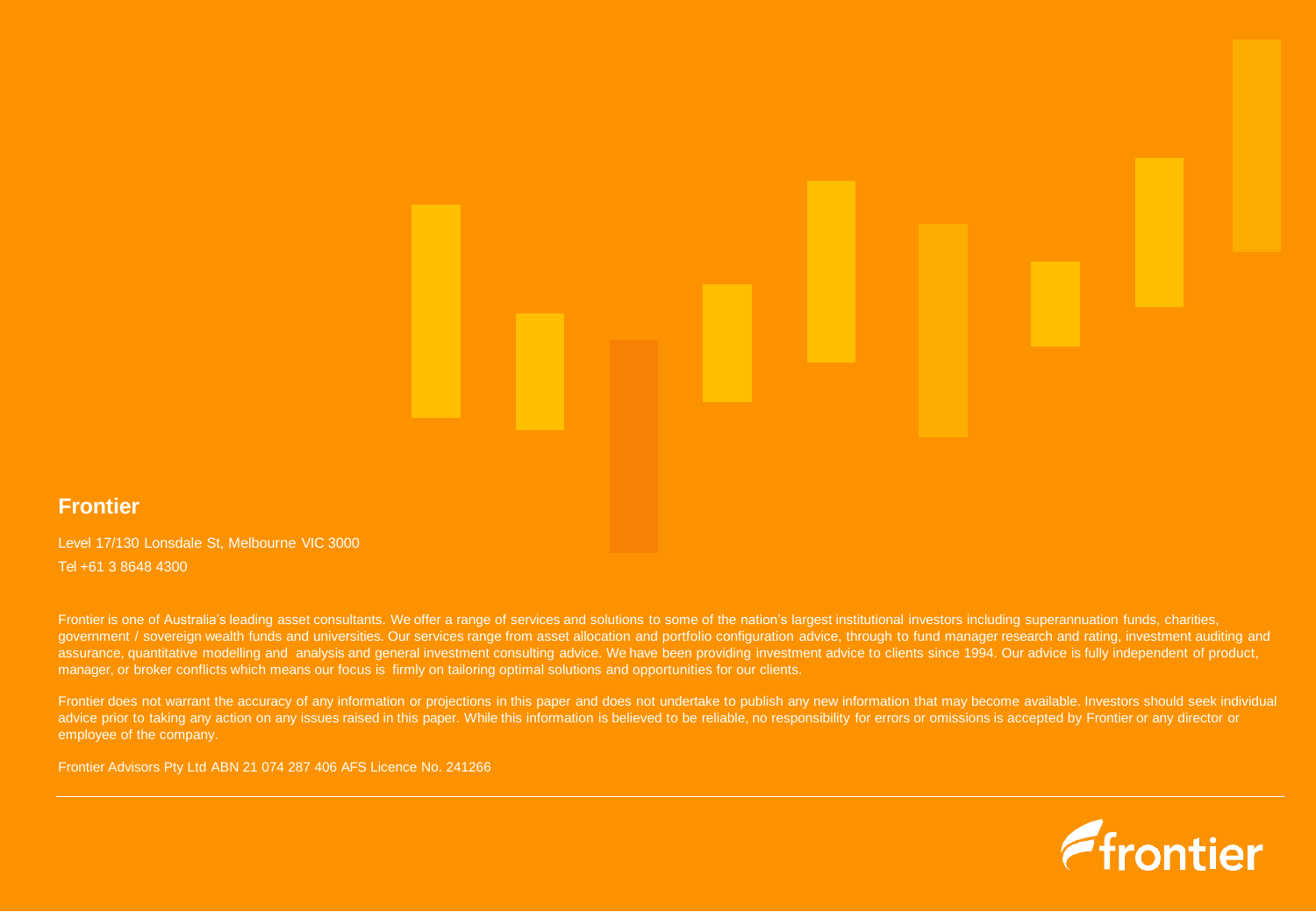## Frontier

Level 17/130 Lonsdale St, Melbourne VIC 3000

Tel +61 3 8648 4300

Frontier is one of Australia's leading asset consultants. We offer a range of services and solutions to some of the nation's largest institutional investors including superannuation funds, charities, government / sovereign wealth funds and universities. Our services range from asset allocation and portfolio configuration advice, through to fund manager research and rating, investment auditing and assurance, quantitative modelling and analysis and general investment consulting advice. We have been providing investment advice to clients since 1994. Our advice is fully independent of product, manager, or broker conflicts which means our focus is firmly on tailoring optimal solutions and opportunities for our clients.

Frontier does not warrant the accuracy of any information or projections in this paper and does not undertake to publish any new information that may become available. Investors should seek individual advice prior to taking any action on any issues raised in this paper. While this information is believed to be reliable, no responsibility for errors or omissions is accepted by Frontier or any director or employee of the company.

Frontier Advisors Pty Ltd ABN 21 074 287 406 AFS Licence No. 241266

frontier